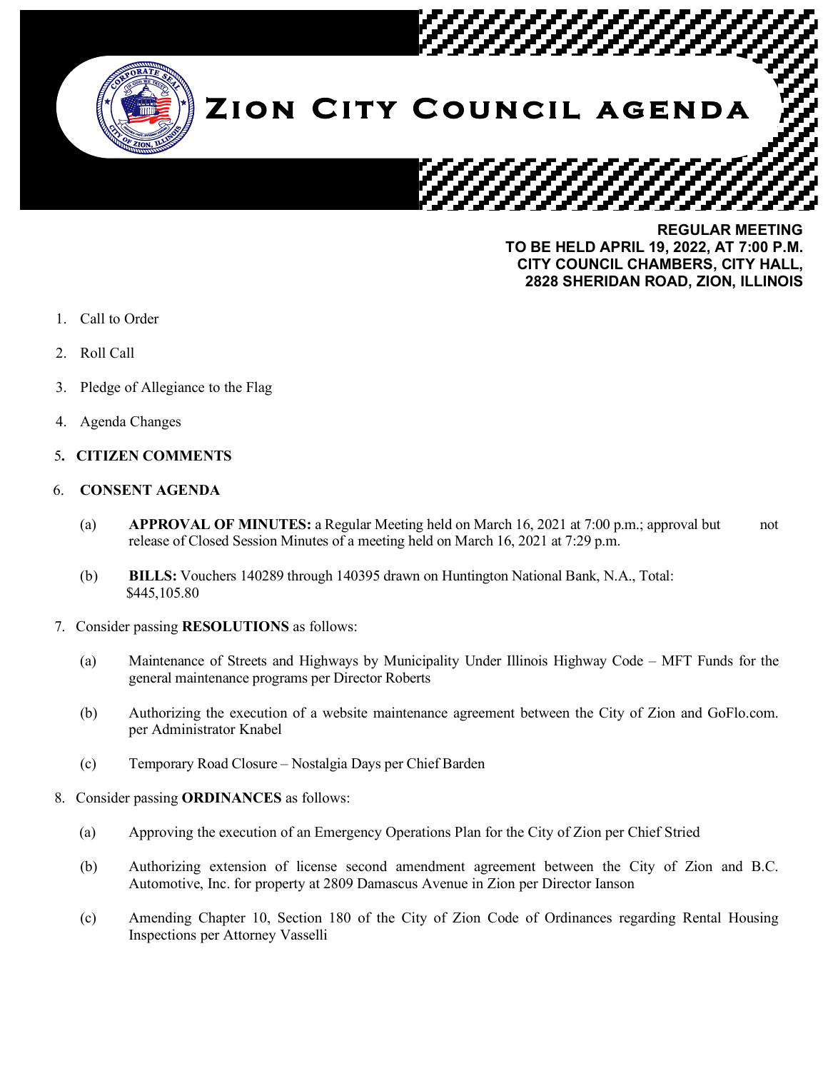# Zion City Council agenda

**REGULAR MEETING**
**TO BE HELD APRIL 19, 2022, AT 7:00 P.M.**
**CITY COUNCIL CHAMBERS, CITY HALL,**
**2828 SHERIDAN ROAD, ZION, ILLINOIS**

1. Call to Order
2. Roll Call
3. Pledge of Allegiance to the Flag
4. Agenda Changes
5. **CITIZEN COMMENTS**
6. **CONSENT AGENDA**

   (a) **APPROVAL OF MINUTES:** a Regular Meeting held on March 16, 2021 at 7:00 p.m.; approval but not release of Closed Session Minutes of a meeting held on March 16, 2021 at 7:29 p.m.

   (b) **BILLS:** Vouchers 140289 through 140395 drawn on Huntington National Bank, N.A., Total: $445,105.80

7. Consider passing **RESOLUTIONS** as follows:

   (a) Maintenance of Streets and Highways by Municipality Under Illinois Highway Code – MFT Funds for the general maintenance programs per Director Roberts

   (b) Authorizing the execution of a website maintenance agreement between the City of Zion and GoFlo.com. per Administrator Knabel

   (c) Temporary Road Closure – Nostalgia Days per Chief Barden

8. Consider passing **ORDINANCES** as follows:

   (a) Approving the execution of an Emergency Operations Plan for the City of Zion per Chief Stried

   (b) Authorizing extension of license second amendment agreement between the City of Zion and B.C. Automotive, Inc. for property at 2809 Damascus Avenue in Zion per Director Ianson

   (c) Amending Chapter 10, Section 180 of the City of Zion Code of Ordinances regarding Rental Housing Inspections per Attorney Vasselli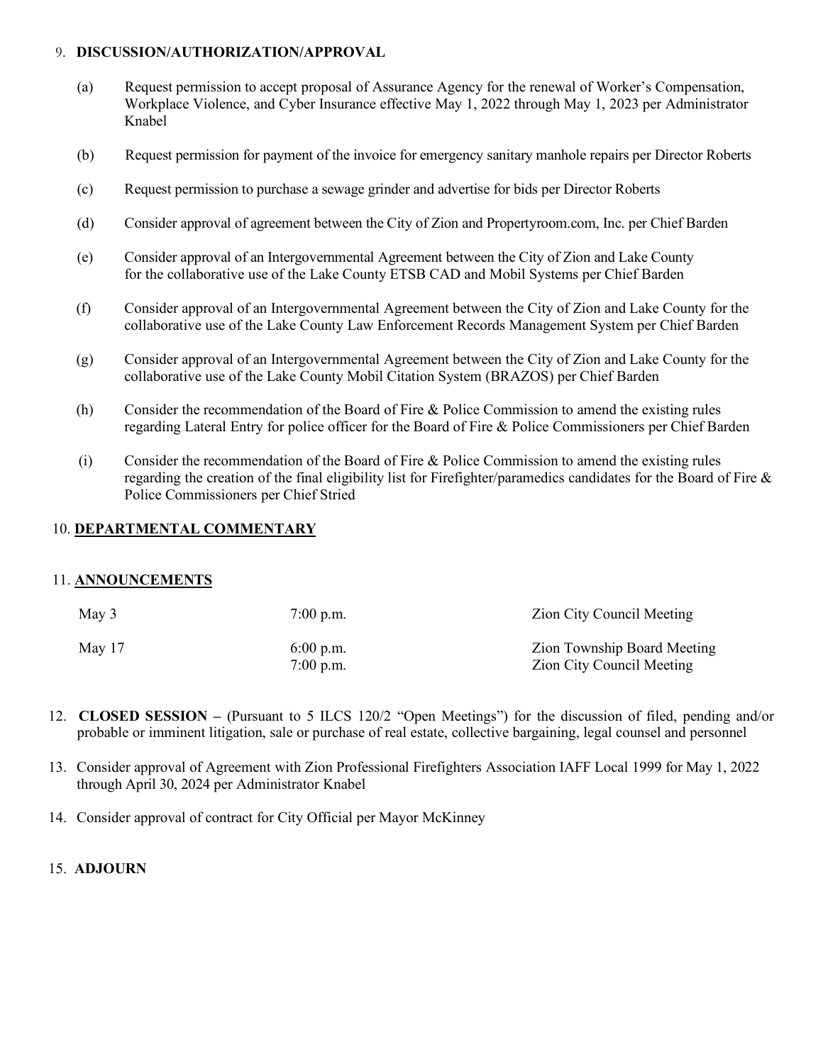9. **DISCUSSION/AUTHORIZATION/APPROVAL**

   (a) Request permission to accept proposal of Assurance Agency for the renewal of Worker's Compensation, Workplace Violence, and Cyber Insurance effective May 1, 2022 through May 1, 2023 per Administrator Knabel

   (b) Request permission for payment of the invoice for emergency sanitary manhole repairs per Director Roberts

   (c) Request permission to purchase a sewage grinder and advertise for bids per Director Roberts

   (d) Consider approval of agreement between the City of Zion and Propertyroom.com, Inc. per Chief Barden

   (e) Consider approval of an Intergovernmental Agreement between the City of Zion and Lake County for the collaborative use of the Lake County ETSB CAD and Mobil Systems per Chief Barden

   (f) Consider approval of an Intergovernmental Agreement between the City of Zion and Lake County for the collaborative use of the Lake County Law Enforcement Records Management System per Chief Barden

   (g) Consider approval of an Intergovernmental Agreement between the City of Zion and Lake County for the collaborative use of the Lake County Mobil Citation System (BRAZOS) per Chief Barden

   (h) Consider the recommendation of the Board of Fire & Police Commission to amend the existing rules regarding Lateral Entry for police officer for the Board of Fire & Police Commissioners per Chief Barden

   (i) Consider the recommendation of the Board of Fire & Police Commission to amend the existing rules regarding the creation of the final eligibility list for Firefighter/paramedics candidates for the Board of Fire & Police Commissioners per Chief Stried

10. **DEPARTMENTAL COMMENTARY**

11. **ANNOUNCEMENTS**

| | | |
|---|---|---|
| May 3 | 7:00 p.m. | Zion City Council Meeting |
| May 17 | 6:00 p.m. | Zion Township Board Meeting |
| | 7:00 p.m. | Zion City Council Meeting |

12. **CLOSED SESSION –** (Pursuant to 5 ILCS 120/2 "Open Meetings") for the discussion of filed, pending and/or probable or imminent litigation, sale or purchase of real estate, collective bargaining, legal counsel and personnel

13. Consider approval of Agreement with Zion Professional Firefighters Association IAFF Local 1999 for May 1, 2022 through April 30, 2024 per Administrator Knabel

14. Consider approval of contract for City Official per Mayor McKinney

15. **ADJOURN**